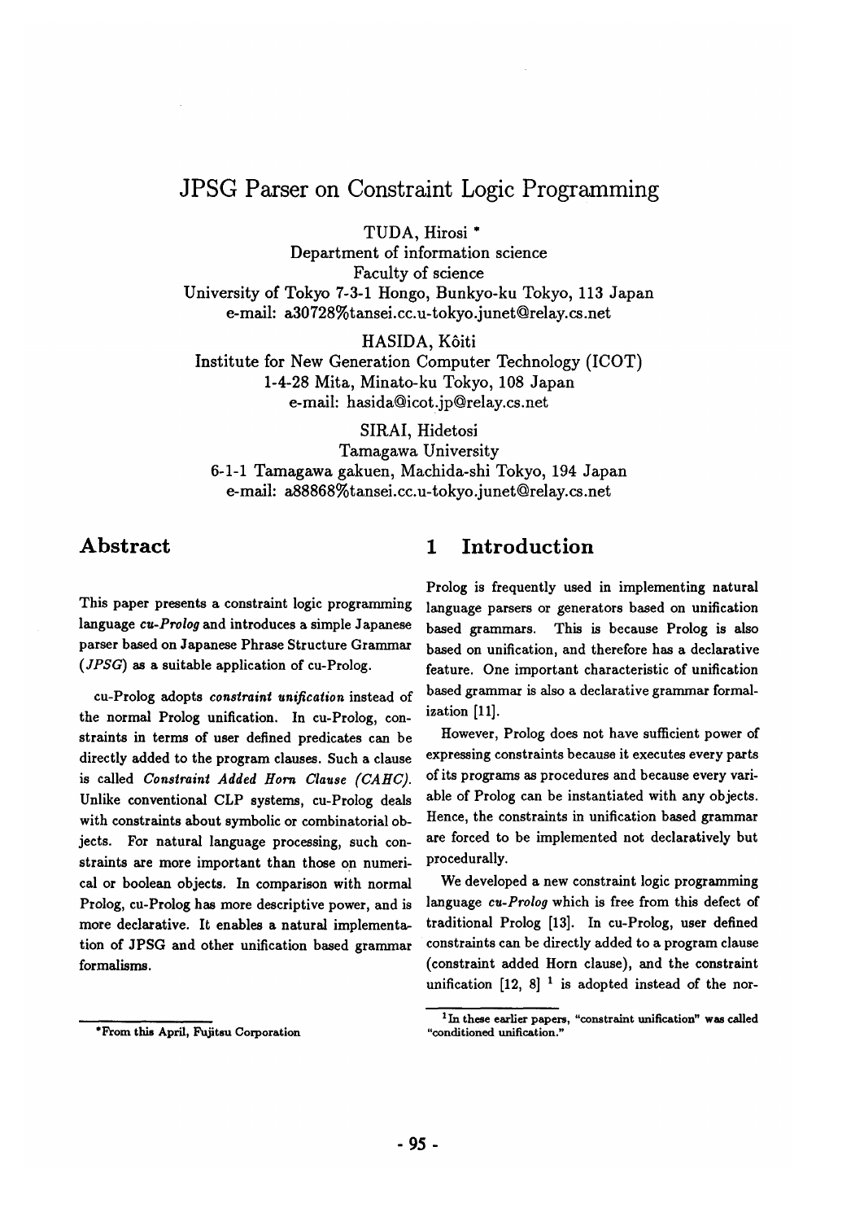# JPSG Parser on Constraint Logic Programming

TUDA, Hirosi *

Department of information science
Faculty of science
University of Tokyo 7-3-1 Hongo, Bunkyo-ku Tokyo, 113 Japan
e-mail: a30728%tansei.cc.u-tokyo.junet@relay.cs.net

HASIDA, Kôiti

Institute for New Generation Computer Technology (ICOT)
1-4-28 Mita, Minato-ku Tokyo, 108 Japan
e-mail: hasida@icot.jp@relay.cs.net

SIRAI, Hidetosi

Tamagawa University
6-1-1 Tamagawa gakuen, Machida-shi Tokyo, 194 Japan
e-mail: a88868%tansei.cc.u-tokyo.junet@relay.cs.net

## Abstract

This paper presents a constraint logic programming language *cu-Prolog* and introduces a simple Japanese parser based on Japanese Phrase Structure Grammar (*JPSG*) as a suitable application of cu-Prolog.

cu-Prolog adopts *constraint unification* instead of the normal Prolog unification. In cu-Prolog, constraints in terms of user defined predicates can be directly added to the program clauses. Such a clause is called *Constraint Added Horn Clause (CAHC)*. Unlike conventional CLP systems, cu-Prolog deals with constraints about symbolic or combinatorial objects. For natural language processing, such constraints are more important than those on numerical or boolean objects. In comparison with normal Prolog, cu-Prolog has more descriptive power, and is more declarative. It enables a natural implementation of JPSG and other unification based grammar formalisms.

## 1 Introduction

Prolog is frequently used in implementing natural language parsers or generators based on unification based grammars. This is because Prolog is also based on unification, and therefore has a declarative feature. One important characteristic of unification based grammar is also a declarative grammar formalization [11].

However, Prolog does not have sufficient power of expressing constraints because it executes every parts of its programs as procedures and because every variable of Prolog can be instantiated with any objects. Hence, the constraints in unification based grammar are forced to be implemented not declaratively but procedurally.

We developed a new constraint logic programming language *cu-Prolog* which is free from this defect of traditional Prolog [13]. In cu-Prolog, user defined constraints can be directly added to a program clause (constraint added Horn clause), and the constraint unification [12, 8] [1] is adopted instead of the nor-

---

*From this April, Fujitsu Corporation

[1] In these earlier papers, "constraint unification" was called "conditioned unification."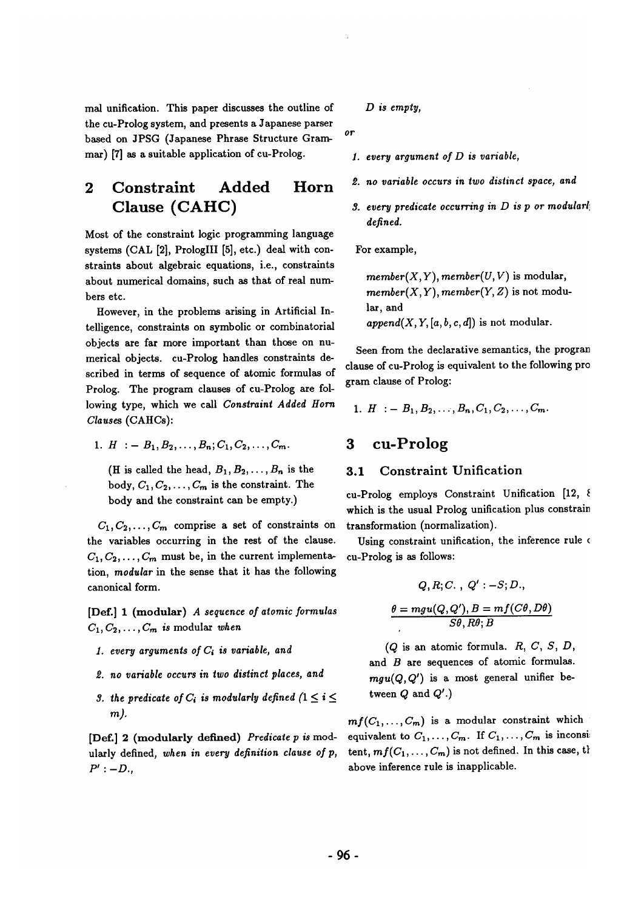mal unification. This paper discusses the outline of the cu-Prolog system, and presents a Japanese parser based on JPSG (Japanese Phrase Structure Grammar) [7] as a suitable application of cu-Prolog.

## 2 Constraint Added Horn Clause (CAHC)

Most of the constraint logic programming language systems (CAL [2], PrologIII [5], etc.) deal with constraints about algebraic equations, i.e., constraints about numerical domains, such as that of real numbers etc.

However, in the problems arising in Artificial Intelligence, constraints on symbolic or combinatorial objects are far more important than those on numerical objects. cu-Prolog handles constraints described in terms of sequence of atomic formulas of Prolog. The program clauses of cu-Prolog are following type, which we call *Constraint Added Horn Clauses* (CAHCs):

1. $H \; :- \; B_1, B_2, \ldots, B_n; C_1, C_2, \ldots, C_m.$

   (H is called the head, $B_1, B_2, \ldots, B_n$ is the body, $C_1, C_2, \ldots, C_m$ is the constraint. The body and the constraint can be empty.)

$C_1, C_2, \ldots, C_m$ comprise a set of constraints on the variables occurring in the rest of the clause. $C_1, C_2, \ldots, C_m$ must be, in the current implementation, *modular* in the sense that it has the following canonical form.

**[Def.] 1 (modular)** *A sequence of atomic formulas* $C_1, C_2, \ldots, C_m$ *is* modular *when*

1. *every arguments of* $C_i$ *is variable, and*
2. *no variable occurs in two distinct places, and*
3. *the predicate of* $C_i$ *is modularly defined* $(1 \leq i \leq m)$.

**[Def.] 2 (modularly defined)** *Predicate p is* modularly defined, *when in every definition clause of p,* $P' : -D.$,

*D is empty,*

*or*

1. *every argument of D is variable,*
2. *no variable occurs in two distinct space, and*
3. *every predicate occurring in D is p or modularly defined.*

For example,

$member(X, Y), member(U, V)$ is modular,
$member(X, Y), member(Y, Z)$ is not modular, and
$append(X, Y, [a, b, c, d])$ is not modular.

Seen from the declarative semantics, the program clause of cu-Prolog is equivalent to the following program clause of Prolog:

1. $H \; :- \; B_1, B_2, \ldots, B_n, C_1, C_2, \ldots, C_m.$

## 3 cu-Prolog

### 3.1 Constraint Unification

cu-Prolog employs Constraint Unification [12, 8] which is the usual Prolog unification plus constraint transformation (normalization).

Using constraint unification, the inference rule of cu-Prolog is as follows:

$$\frac{Q, R; C. \;,\; Q' : -S; D., \qquad \theta = mgu(Q, Q'), B = mf(C\theta, D\theta)}{S\theta, R\theta; B}$$

($Q$ is an atomic formula. $R$, $C$, $S$, $D$, and $B$ are sequences of atomic formulas. $mgu(Q, Q')$ is a most general unifier between $Q$ and $Q'$.)

$mf(C_1, \ldots, C_m)$ is a modular constraint which is equivalent to $C_1, \ldots, C_m$. If $C_1, \ldots, C_m$ is inconsistent, $mf(C_1, \ldots, C_m)$ is not defined. In this case, the above inference rule is inapplicable.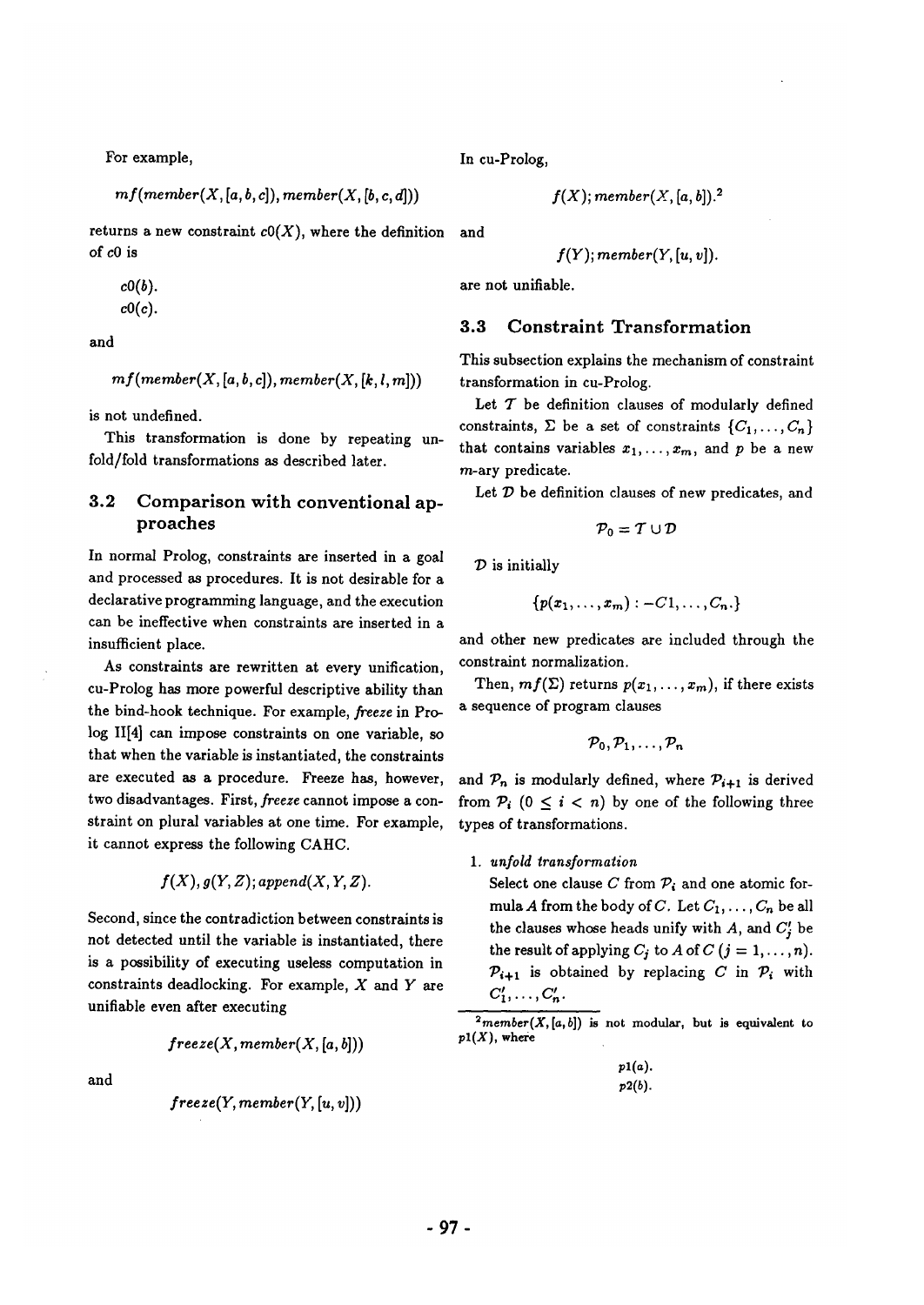For example,

$$mf(member(X,[a,b,c]), member(X,[b,c,d]))$$

returns a new constraint $c0(X)$, where the definition of $c0$ is

$c0(b).$
$c0(c).$

and

$$mf(member(X,[a,b,c]), member(X,[k,l,m]))$$

is not undefined.

This transformation is done by repeating unfold/fold transformations as described later.

## 3.2 Comparison with conventional approaches

In normal Prolog, constraints are inserted in a goal and processed as procedures. It is not desirable for a declarative programming language, and the execution can be ineffective when constraints are inserted in a insufficient place.

As constraints are rewritten at every unification, cu-Prolog has more powerful descriptive ability than the bind-hook technique. For example, *freeze* in Prolog II[4] can impose constraints on one variable, so that when the variable is instantiated, the constraints are executed as a procedure. Freeze has, however, two disadvantages. First, *freeze* cannot impose a constraint on plural variables at one time. For example, it cannot express the following CAHC.

$$f(X), g(Y,Z); append(X,Y,Z).$$

Second, since the contradiction between constraints is not detected until the variable is instantiated, there is a possibility of executing useless computation in constraints deadlocking. For example, $X$ and $Y$ are unifiable even after executing

$$freeze(X, member(X,[a,b]))$$

and

$$freeze(Y, member(Y,[u,v]))$$

In cu-Prolog,

$$f(X); member(X,[a,b]).^2$$

and

$$f(Y); member(Y,[u,v]).$$

are not unifiable.

## 3.3 Constraint Transformation

This subsection explains the mechanism of constraint transformation in cu-Prolog.

Let $\mathcal{T}$ be definition clauses of modularly defined constraints, $\Sigma$ be a set of constraints $\{C_1,\ldots,C_n\}$ that contains variables $x_1,\ldots,x_m$, and $p$ be a new $m$-ary predicate.

Let $\mathcal{D}$ be definition clauses of new predicates, and

$$\mathcal{P}_0 = \mathcal{T} \cup \mathcal{D}$$

$\mathcal{D}$ is initially

$$\{p(x_1,\ldots,x_m) :- C1,\ldots,C_n.\}$$

and other new predicates are included through the constraint normalization.

Then, $mf(\Sigma)$ returns $p(x_1,\ldots,x_m)$, if there exists a sequence of program clauses

$$\mathcal{P}_0, \mathcal{P}_1, \ldots, \mathcal{P}_n$$

and $\mathcal{P}_n$ is modularly defined, where $\mathcal{P}_{i+1}$ is derived from $\mathcal{P}_i$ $(0 \leq i < n)$ by one of the following three types of transformations.

1. *unfold transformation*
   Select one clause $C$ from $\mathcal{P}_i$ and one atomic formula $A$ from the body of $C$. Let $C_1,\ldots,C_n$ be all the clauses whose heads unify with $A$, and $C'_j$ be the result of applying $C_j$ to $A$ of $C$ $(j = 1,\ldots,n)$. $\mathcal{P}_{i+1}$ is obtained by replacing $C$ in $\mathcal{P}_i$ with $C'_1,\ldots,C'_n$.

---

[2] $member(X,[a,b])$ is not modular, but is equivalent to $p1(X)$, where

$p1(a).$
$p2(b).$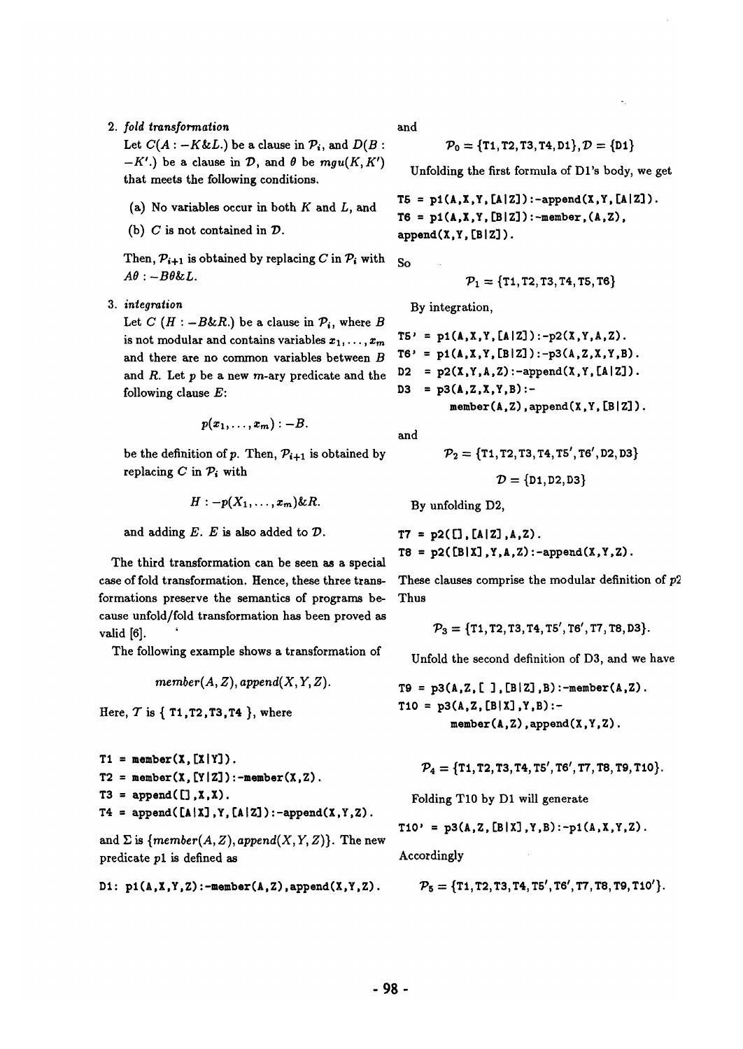2. *fold transformation*

   Let $C(A : -K\&L.)$ be a clause in $\mathcal{P}_i$, and $D(B : -K'.)$ be a clause in $\mathcal{D}$, and $\theta$ be $mgu(K, K')$ that meets the following conditions.

   (a) No variables occur in both $K$ and $L$, and

   (b) $C$ is not contained in $\mathcal{D}$.

   Then, $\mathcal{P}_{i+1}$ is obtained by replacing $C$ in $\mathcal{P}_i$ with $A\theta : -B\theta\&L$.

3. *integration*

   Let $C$ $(H : -B\&R.)$ be a clause in $\mathcal{P}_i$, where $B$ is not modular and contains variables $x_1, \ldots, x_m$ and there are no common variables between $B$ and $R$. Let $p$ be a new $m$-ary predicate and the following clause $E$:

   $$p(x_1, \ldots, x_m) : -B.$$

   be the definition of $p$. Then, $\mathcal{P}_{i+1}$ is obtained by replacing $C$ in $\mathcal{P}_i$ with

   $$H : -p(X_1, \ldots, x_m)\&R.$$

   and adding $E$. $E$ is also added to $\mathcal{D}$.

The third transformation can be seen as a special case of fold transformation. Hence, these three transformations preserve the semantics of programs because unfold/fold transformation has been proved as valid [6].

The following example shows a transformation of

$$member(A, Z), append(X, Y, Z).$$

Here, $\mathcal{T}$ is { T1,T2,T3,T4 }, where

```
T1 = member(X,[X|Y]).
T2 = member(X,[Y|Z]):-member(X,Z).
T3 = append([],X,X).
T4 = append([A|X],Y,[A|Z]):-append(X,Y,Z).
```

and $\Sigma$ is $\{member(A, Z), append(X, Y, Z)\}$. The new predicate p1 is defined as

```
D1: p1(A,X,Y,Z):-member(A,Z),append(X,Y,Z).
```

and

$$\mathcal{P}_0 = \{\texttt{T1,T2,T3,T4,D1}\}, \mathcal{D} = \{\texttt{D1}\}$$

Unfolding the first formula of D1's body, we get

```
T5 = p1(A,X,Y,[A|Z]):-append(X,Y,[A|Z]).
T6 = p1(A,X,Y,[B|Z]):-member,(A,Z),
append(X,Y,[B|Z]).
```

So

$$\mathcal{P}_1 = \{\texttt{T1,T2,T3,T4,T5,T6}\}$$

By integration,

```
T5' = p1(A,X,Y,[A|Z]):-p2(X,Y,A,Z).
T6' = p1(A,X,Y,[B|Z]):-p3(A,Z,X,Y,B).
D2  = p2(X,Y,A,Z):-append(X,Y,[A|Z]).
D3  = p3(A,Z,X,Y,B):-
        member(A,Z),append(X,Y,[B|Z]).
```

and

$$\mathcal{P}_2 = \{\texttt{T1,T2,T3,T4,T5}',\texttt{T6}',\texttt{D2,D3}\}$$

$$\mathcal{D} = \{\texttt{D1,D2,D3}\}$$

By unfolding D2,

```
T7 = p2([],[A|Z],A,Z).
T8 = p2([B|X],Y,A,Z):-append(X,Y,Z).
```

These clauses comprise the modular definition of *p2* Thus

$$\mathcal{P}_3 = \{\texttt{T1,T2,T3,T4,T5}',\texttt{T6}',\texttt{T7,T8,D3}\}.$$

Unfold the second definition of D3, and we have

```
T9 = p3(A,Z,[ ],[B|Z],B):-member(A,Z).
T10 = p3(A,Z,[B|X],Y,B):-
        member(A,Z),append(X,Y,Z).
```

$$\mathcal{P}_4 = \{\texttt{T1,T2,T3,T4,T5}',\texttt{T6}',\texttt{T7,T8,T9,T10}\}.$$

Folding T10 by D1 will generate

```
T10' = p3(A,Z,[B|X],Y,B):-p1(A,X,Y,Z).
```

Accordingly

$$\mathcal{P}_5 = \{\texttt{T1,T2,T3,T4,T5}',\texttt{T6}',\texttt{T7,T8,T9,T10}'\}.$$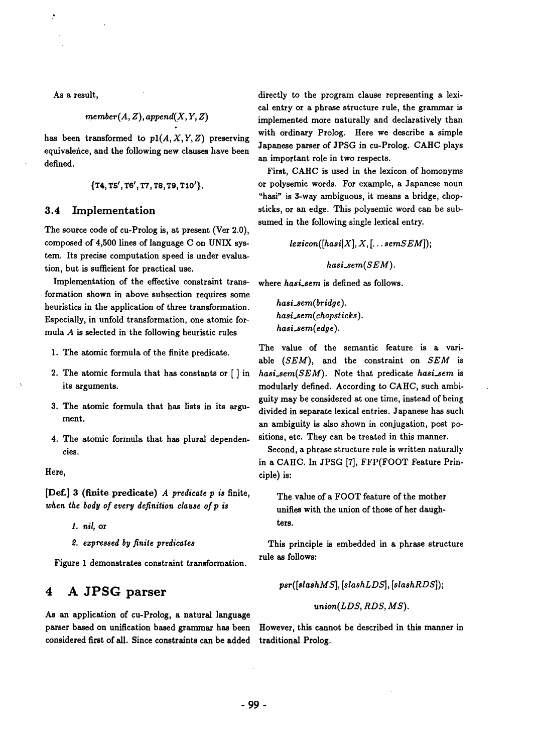As a result,

$$member(A, Z), append(X, Y, Z)$$

has been transformed to $p1(A, X, Y, Z)$ preserving equivalence, and the following new clauses have been defined.

$$\{T4, T5', T6', T7, T8, T9, T10'\}.$$

### 3.4 Implementation

The source code of cu-Prolog is, at present (Ver 2.0), composed of 4,500 lines of language C on UNIX system. Its precise computation speed is under evaluation, but is sufficient for practical use.

Implementation of the effective constraint transformation shown in above subsection requires some heuristics in the application of three transformation. Especially, in unfold transformation, one atomic formula $A$ is selected in the following heuristic rules

1. The atomic formula of the finite predicate.
2. The atomic formula that has constants or [ ] in its arguments.
3. The atomic formula that has lists in its argument.
4. The atomic formula that has plural dependencies.

Here,

**[Def.] 3 (finite predicate)** *A predicate p is finite, when the body of every definition clause of p is*

> *1. nil,* or
>
> *2. expressed by finite predicates*

Figure 1 demonstrates constraint transformation.

## 4 A JPSG parser

As an application of cu-Prolog, a natural language parser based on unification based grammar has been considered first of all. Since constraints can be added directly to the program clause representing a lexical entry or a phrase structure rule, the grammar is implemented more naturally and declaratively than with ordinary Prolog. Here we describe a simple Japanese parser of JPSG in cu-Prolog. CAHC plays an important role in two respects.

First, CAHC is used in the lexicon of homonyms or polysemic words. For example, a Japanese noun "hasi" is 3-way ambiguous, it means a bridge, chopsticks, or an edge. This polysemic word can be subsumed in the following single lexical entry.

$$lexicon([hasi|X], X, [\ldots sem SEM]);$$

$$hasi\_sem(SEM).$$

where *hasi_sem* is defined as follows.

> *hasi_sem(bridge).*
> *hasi_sem(chopsticks).*
> *hasi_sem(edge).*

The value of the semantic feature is a variable ($SEM$), and the constraint on $SEM$ is $hasi\_sem(SEM)$. Note that predicate *hasi_sem* is modularly defined. According to CAHC, such ambiguity may be considered at one time, instead of being divided in separate lexical entries. Japanese has such an ambiguity is also shown in conjugation, post positions, etc. They can be treated in this manner.

Second, a phrase structure rule is written naturally in a CAHC. In JPSG [7], FFP(FOOT Feature Principle) is:

> The value of a FOOT feature of the mother unifies with the union of those of her daughters.

This principle is embedded in a phrase structure rule as follows:

$$psr([slash MS], [slash LDS], [slash RDS]);$$

$$union(LDS, RDS, MS).$$

However, this cannot be described in this manner in traditional Prolog.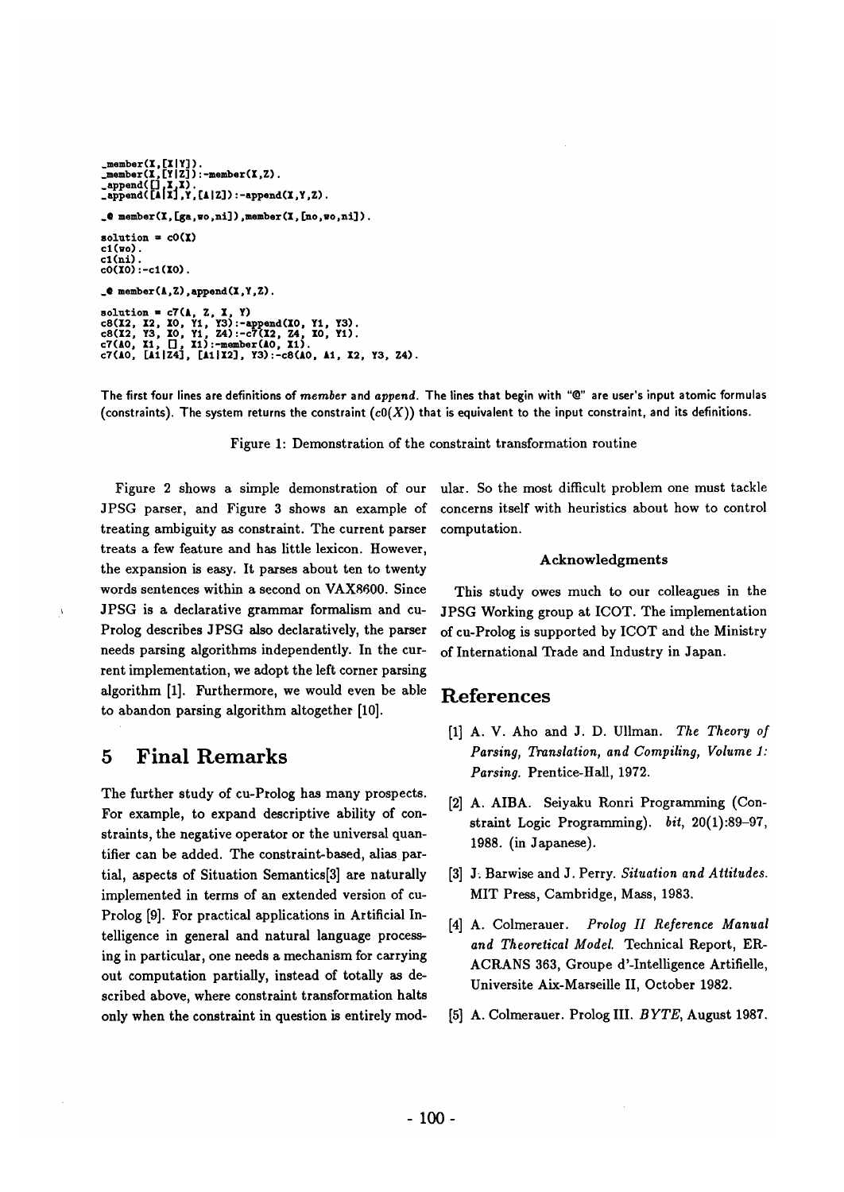```
_member(X,[X|Y]).
_member(X,[Y|Z]):-member(X,Z).
_append([],X,X).
_append([A|X],Y,[A|Z]):-append(X,Y,Z).

_@ member(X,[ga,wo,ni]),member(X,[no,wo,ni]).

solution = c0(X)
c1(wo).
c1(ni).
c0(X0):-c1(X0).

_@ member(A,Z),append(X,Y,Z).

solution = c7(A, Z, X, Y)
c8(X2, X2, X0, Y1, Y3):-append(X0, Y1, Y3).
c8(X2, Y3, X0, Y1, Z4):-c7(X2, Z4, X0, Y1).
c7(A0, X1, [], X1):-member(A0, X1).
c7(A0, [A1|Z4], [A1|X2], Y3):-c8(A0, A1, X2, Y3, Z4).
```

The first four lines are definitions of *member* and *append*. The lines that begin with "@" are user's input atomic formulas (constraints). The system returns the constraint ($c0(X)$) that is equivalent to the input constraint, and its definitions.

Figure 1: Demonstration of the constraint transformation routine

Figure 2 shows a simple demonstration of our JPSG parser, and Figure 3 shows an example of treating ambiguity as constraint. The current parser treats a few feature and has little lexicon. However, the expansion is easy. It parses about ten to twenty words sentences within a second on VAX8600. Since JPSG is a declarative grammar formalism and cu-Prolog describes JPSG also declaratively, the parser needs parsing algorithms independently. In the current implementation, we adopt the left corner parsing algorithm [1]. Furthermore, we would even be able to abandon parsing algorithm altogether [10].

## 5 Final Remarks

The further study of cu-Prolog has many prospects. For example, to expand descriptive ability of constraints, the negative operator or the universal quantifier can be added. The constraint-based, alias partial, aspects of Situation Semantics[3] are naturally implemented in terms of an extended version of cu-Prolog [9]. For practical applications in Artificial Intelligence in general and natural language processing in particular, one needs a mechanism for carrying out computation partially, instead of totally as described above, where constraint transformation halts only when the constraint in question is entirely modular. So the most difficult problem one must tackle concerns itself with heuristics about how to control computation.

### Acknowledgments

This study owes much to our colleagues in the JPSG Working group at ICOT. The implementation of cu-Prolog is supported by ICOT and the Ministry of International Trade and Industry in Japan.

## References

[1] A. V. Aho and J. D. Ullman. *The Theory of Parsing, Translation, and Compiling, Volume 1: Parsing.* Prentice-Hall, 1972.

[2] A. AIBA. Seiyaku Ronri Programming (Constraint Logic Programming). *bit*, 20(1):89–97, 1988. (in Japanese).

[3] J. Barwise and J. Perry. *Situation and Attitudes.* MIT Press, Cambridge, Mass, 1983.

[4] A. Colmerauer. *Prolog II Reference Manual and Theoretical Model.* Technical Report, ERACRANS 363, Groupe d'-Intelligence Artifielle, Universite Aix-Marseille II, October 1982.

[5] A. Colmerauer. Prolog III. *BYTE*, August 1987.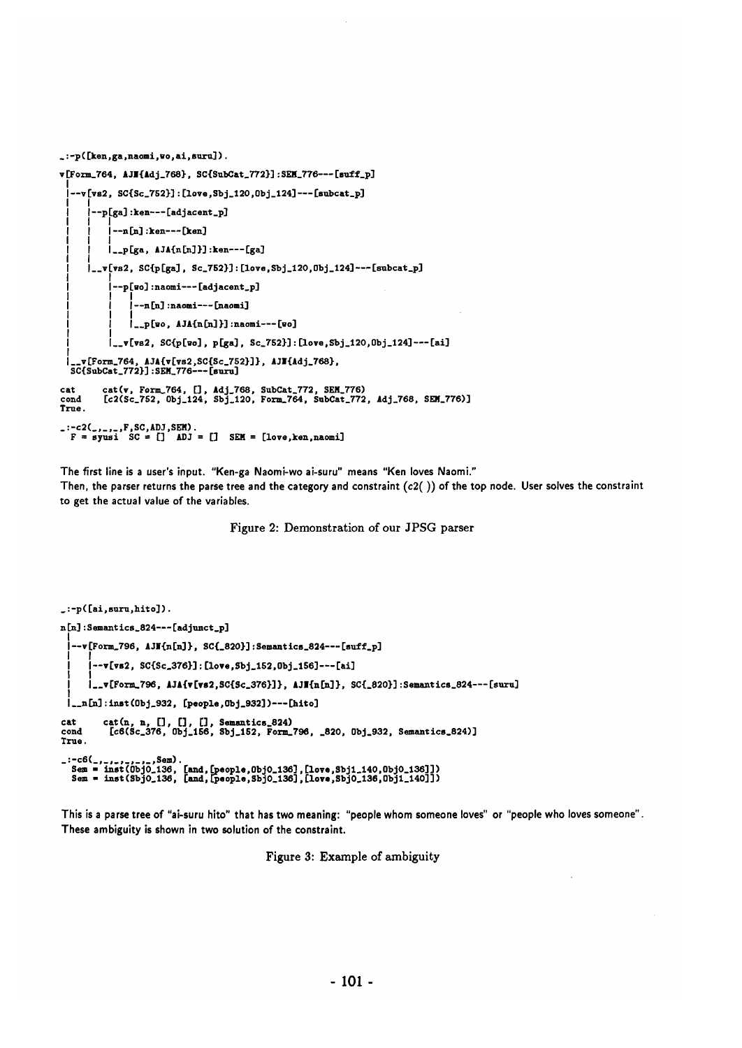```
_:-p([ken,ga,naomi,wo,ai,suru]).
v[Form_764, AJN{Adj_768}, SC{SubCat_772}]:SEM_776---[suff_p]
 |
 |--v[vs2, SC{Sc_752}]:[love,Sbj_120,Obj_124]---[subcat_p]
 |   |
 |   |--p[ga]:ken---[adjacent_p]
 |   |   |
 |   |   |--n[n]:ken---[ken]
 |   |   |
 |   |   |__p[ga, AJA{n[n]}]:ken---[ga]
 |   |
 |   |__v[vs2, SC{p[ga], Sc_752}]:[love,Sbj_120,Obj_124]---[subcat_p]
 |       |
 |       |--p[wo]:naomi---[adjacent_p]
 |       |   |
 |       |   |--n[n]:naomi---[naomi]
 |       |   |
 |       |   |__p[wo, AJA{n[n]}]:naomi---[wo]
 |       |
 |       |__v[vs2, SC{p[wo], p[ga], Sc_752}]:[love,Sbj_120,Obj_124]---[ai]
 |
 |__v[Form_764, AJA{v[vs2,SC{Sc_752}]}, AJN{Adj_768},
  SC{SubCat_772}]:SEM_776---[suru]

cat     cat(v, Form_764, [], Adj_768, SubCat_772, SEM_776)
cond    [c2(Sc_752, Obj_124, Sbj_120, Form_764, SubCat_772, Adj_768, SEM_776)]
True.

_:-c2(_,_,_,F,SC,ADJ,SEM).
  F = syusi  SC = []  ADJ = []  SEM = [love,ken,naomi]
```

The first line is a user's input. "Ken-ga Naomi-wo ai-suru" means "Ken loves Naomi."
Then, the parser returns the parse tree and the category and constraint (*c2( )*) of the top node. User solves the constraint to get the actual value of the variables.

Figure 2: Demonstration of our JPSG parser

```
_:-p([ai,suru,hito]).
n[n]:Semantics_824---[adjunct_p]
 |
 |--v[Form_796, AJN{n[n]}, SC{_820}]:Semantics_824---[suff_p]
 |   |
 |   |--v[vs2, SC{Sc_376}]:[love,Sbj_152,Obj_156]---[ai]
 |   |
 |   |__v[Form_796, AJA{v[vs2,SC{Sc_376}]}, AJN{n[n]}, SC{_820}]:Semantics_824---[suru]
 |
 |__n[n]:inst(Obj_932, [people,Obj_932])---[hito]

cat     cat(n, n, [], [], [], Semantics_824)
cond    [c6(Sc_376, Obj_156, Sbj_152, Form_796, _820, Obj_932, Semantics_824)]
True.

_:-c6(_,_,_,_,_,_,Sem).
  Sem = inst(Obj0_136, [and,[people,Obj0_136],[love,Sbj1_140,Obj0_136]])
  Sem = inst(Sbj0_136, [and,[people,Sbj0_136],[love,Sbj0_136,Obj1_140]])
```

This is a parse tree of "ai-suru hito" that has two meaning: "people whom someone loves" or "people who loves someone". These ambiguity is shown in two solution of the constraint.

Figure 3: Example of ambiguity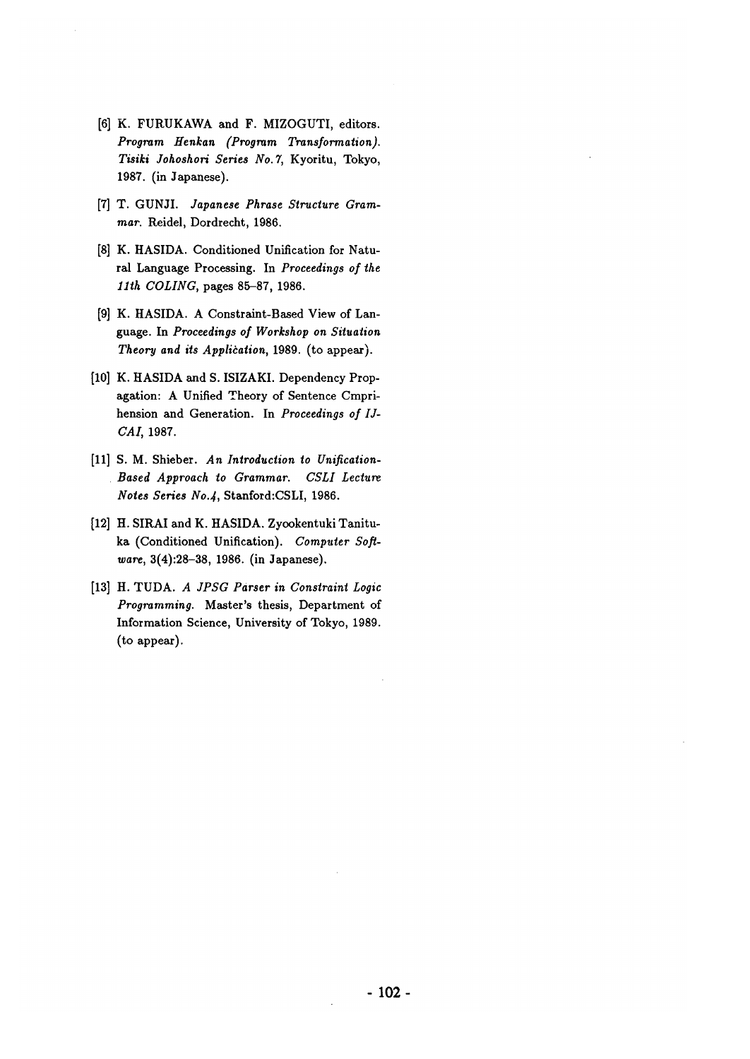[6] K. FURUKAWA and F. MIZOGUTI, editors. *Program Henkan (Program Transformation). Tisiki Johoshori Series No.7*, Kyoritu, Tokyo, 1987. (in Japanese).

[7] T. GUNJI. *Japanese Phrase Structure Grammar.* Reidel, Dordrecht, 1986.

[8] K. HASIDA. Conditioned Unification for Natural Language Processing. In *Proceedings of the 11th COLING*, pages 85–87, 1986.

[9] K. HASIDA. A Constraint-Based View of Language. In *Proceedings of Workshop on Situation Theory and its Application*, 1989. (to appear).

[10] K. HASIDA and S. ISIZAKI. Dependency Propagation: A Unified Theory of Sentence Cmprihension and Generation. In *Proceedings of IJCAI*, 1987.

[11] S. M. Shieber. *An Introduction to Unification-Based Approach to Grammar. CSLI Lecture Notes Series No.4*, Stanford:CSLI, 1986.

[12] H. SIRAI and K. HASIDA. Zyookentuki Tanituka (Conditioned Unification). *Computer Software*, 3(4):28–38, 1986. (in Japanese).

[13] H. TUDA. *A JPSG Parser in Constraint Logic Programming.* Master's thesis, Department of Information Science, University of Tokyo, 1989. (to appear).